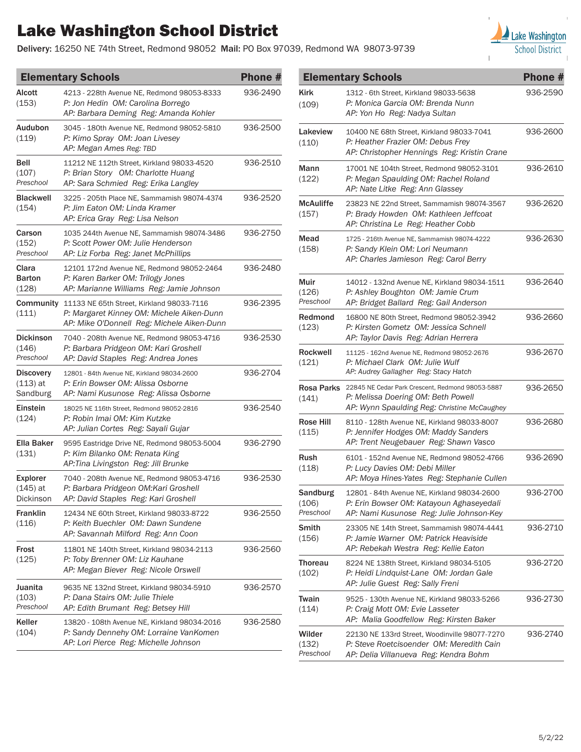# Lake Washington School District

**Delivery:** 16250 NE 74th Street, Redmond 98052 **Mail:** PO Box 97039, Redmond WA 98073-9739

| Elementary Schools | | Phone # |
|---|---|---|
| **Alcott** (153) | 4213 - 228th Avenue NE, Redmond 98053-8333<br>*P: Jon Hedin OM: Carolina Borrego*<br>*AP: Barbara Deming Reg: Amanda Kohler* | 936-2490 |
| **Audubon** (119) | 3045 - 180th Avenue NE, Redmond 98052-5810<br>*P: Kimo Spray OM: Joan Livesey*<br>*AP: Megan Ames Reg: TBD* | 936-2500 |
| **Bell** (107) *Preschool* | 11212 NE 112th Street, Kirkland 98033-4520<br>*P: Brian Story OM: Charlotte Huang*<br>*AP: Sara Schmied Reg: Erika Langley* | 936-2510 |
| **Blackwell** (154) | 3225 - 205th Place NE, Sammamish 98074-4374<br>*P: Jim Eaton OM: Linda Kramer*<br>*AP: Erica Gray Reg: Lisa Nelson* | 936-2520 |
| **Carson** (152) *Preschool* | 1035 244th Avenue NE, Sammamish 98074-3486<br>*P: Scott Power OM: Julie Henderson*<br>*AP: Liz Forba Reg: Janet McPhillips* | 936-2750 |
| **Clara Barton** (128) | 12101 172nd Avenue NE, Redmond 98052-2464<br>*P: Karen Barker OM: Trilogy Jones*<br>*AP: Marianne Williams Reg: Jamie Johnson* | 936-2480 |
| **Community** (111) | 11133 NE 65th Street, Kirkland 98033-7116<br>*P: Margaret Kinney OM: Michele Aiken-Dunn*<br>*AP: Mike O'Donnell Reg: Michele Aiken-Dunn* | 936-2395 |
| **Dickinson** (146) *Preschool* | 7040 - 208th Avenue NE, Redmond 98053-4716<br>*P: Barbara Pridgeon OM: Kari Groshell*<br>*AP: David Staples Reg: Andrea Jones* | 936-2530 |
| **Discovery** (113) at Sandburg | 12801 - 84th Avenue NE, Kirkland 98034-2600<br>*P: Erin Bowser OM: Alissa Osborne*<br>*AP: Nami Kusunose Reg: Alissa Osborne* | 936-2704 |
| **Einstein** (124) | 18025 NE 116th Street, Redmond 98052-2816<br>*P: Robin Imai OM: Kim Kutzke*<br>*AP: Julian Cortes Reg: Sayali Gujar* | 936-2540 |
| **Ella Baker** (131) | 9595 Eastridge Drive NE, Redmond 98053-5004<br>*P: Kim Bilanko OM: Renata King*<br>*AP:Tina Livingston Reg: Jill Brunke* | 936-2790 |
| **Explorer** (145) at Dickinson | 7040 - 208th Avenue NE, Redmond 98053-4716<br>*P: Barbara Pridgeon OM:Kari Groshell*<br>*AP: David Staples Reg: Kari Groshell* | 936-2530 |
| **Franklin** (116) | 12434 NE 60th Street, Kirkland 98033-8722<br>*P: Keith Buechler OM: Dawn Sundene*<br>*AP: Savannah Milford Reg: Ann Coon* | 936-2550 |
| **Frost** (125) | 11801 NE 140th Street, Kirkland 98034-2113<br>*P: Toby Brenner OM: Liz Kauhane*<br>*AP: Megan Biever Reg: Nicole Orswell* | 936-2560 |
| **Juanita** (103) *Preschool* | 9635 NE 132nd Street, Kirkland 98034-5910<br>*P: Dana Stairs OM: Julie Thiele*<br>*AP: Edith Brumant Reg: Betsey Hill* | 936-2570 |
| **Keller** (104) | 13820 - 108th Avenue NE, Kirkland 98034-2016<br>*P: Sandy Dennehy OM: Lorraine VanKomen*<br>*AP: Lori Pierce Reg: Michelle Johnson* | 936-2580 |
| **Kirk** (109) | 1312 - 6th Street, Kirkland 98033-5638<br>*P: Monica Garcia OM: Brenda Nunn*<br>*AP: Yon Ho Reg: Nadya Sultan* | 936-2590 |
| **Lakeview** (110) | 10400 NE 68th Street, Kirkland 98033-7041<br>*P: Heather Frazier OM: Debus Frey*<br>*AP: Christopher Hennings Reg: Kristin Crane* | 936-2600 |
| **Mann** (122) | 17001 NE 104th Street, Redmond 98052-3101<br>*P: Megan Spaulding OM: Rachel Roland*<br>*AP: Nate Litke Reg: Ann Glassey* | 936-2610 |
| **McAuliffe** (157) | 23823 NE 22nd Street, Sammamish 98074-3567<br>*P: Brady Howden OM: Kathleen Jeffcoat*<br>*AP: Christina Le Reg: Heather Cobb* | 936-2620 |
| **Mead** (158) | 1725 - 216th Avenue NE, Sammamish 98074-4222<br>*P: Sandy Klein OM: Lori Neumann*<br>*AP: Charles Jamieson Reg: Carol Berry* | 936-2630 |
| **Muir** (126) *Preschool* | 14012 - 132nd Avenue NE, Kirkland 98034-1511<br>*P: Ashley Boughton OM: Jamie Crum*<br>*AP: Bridget Ballard Reg: Gail Anderson* | 936-2640 |
| **Redmond** (123) | 16800 NE 80th Street, Redmond 98052-3942<br>*P: Kirsten Gometz OM: Jessica Schnell*<br>*AP: Taylor Davis Reg: Adrian Herrera* | 936-2660 |
| **Rockwell** (121) | 11125 - 162nd Avenue NE, Redmond 98052-2676<br>*P: Michael Clark OM: Julie Wulf*<br>*AP: Audrey Gallagher Reg: Stacy Hatch* | 936-2670 |
| **Rosa Parks** (141) | 22845 NE Cedar Park Crescent, Redmond 98053-5887<br>*P: Melissa Doering OM: Beth Powell*<br>*AP: Wynn Spaulding Reg: Christine McCaughey* | 936-2650 |
| **Rose Hill** (115) | 8110 - 128th Avenue NE, Kirkland 98033-8007<br>*P: Jennifer Hodges OM: Maddy Sanders*<br>*AP: Trent Neugebauer Reg: Shawn Vasco* | 936-2680 |
| **Rush** (118) | 6101 - 152nd Avenue NE, Redmond 98052-4766<br>*P: Lucy Davies OM: Debi Miller*<br>*AP: Moya Hines-Yates Reg: Stephanie Cullen* | 936-2690 |
| **Sandburg** (106) *Preschool* | 12801 - 84th Avenue NE, Kirkland 98034-2600<br>*P: Erin Bowser OM: Katayoun Aghaseyedali*<br>*AP: Nami Kusunose Reg: Julie Johnson-Key* | 936-2700 |
| **Smith** (156) | 23305 NE 14th Street, Sammamish 98074-4441<br>*P: Jamie Warner OM: Patrick Heaviside*<br>*AP: Rebekah Westra Reg: Kellie Eaton* | 936-2710 |
| **Thoreau** (102) | 8224 NE 138th Street, Kirkland 98034-5105<br>*P: Heidi Lindquist-Lane OM: Jordan Gale*<br>*AP: Julie Guest Reg: Sally Freni* | 936-2720 |
| **Twain** (114) | 9525 - 130th Avenue NE, Kirkland 98033-5266<br>*P: Craig Mott OM: Evie Lasseter*<br>*AP: Malia Goodfellow Reg: Kirsten Baker* | 936-2730 |
| **Wilder** (132) *Preschool* | 22130 NE 133rd Street, Woodinville 98077-7270<br>*P: Steve Roetcisoender OM: Meredith Cain*<br>*AP: Delia Villanueva Reg: Kendra Bohm* | 936-2740 |

5/2/22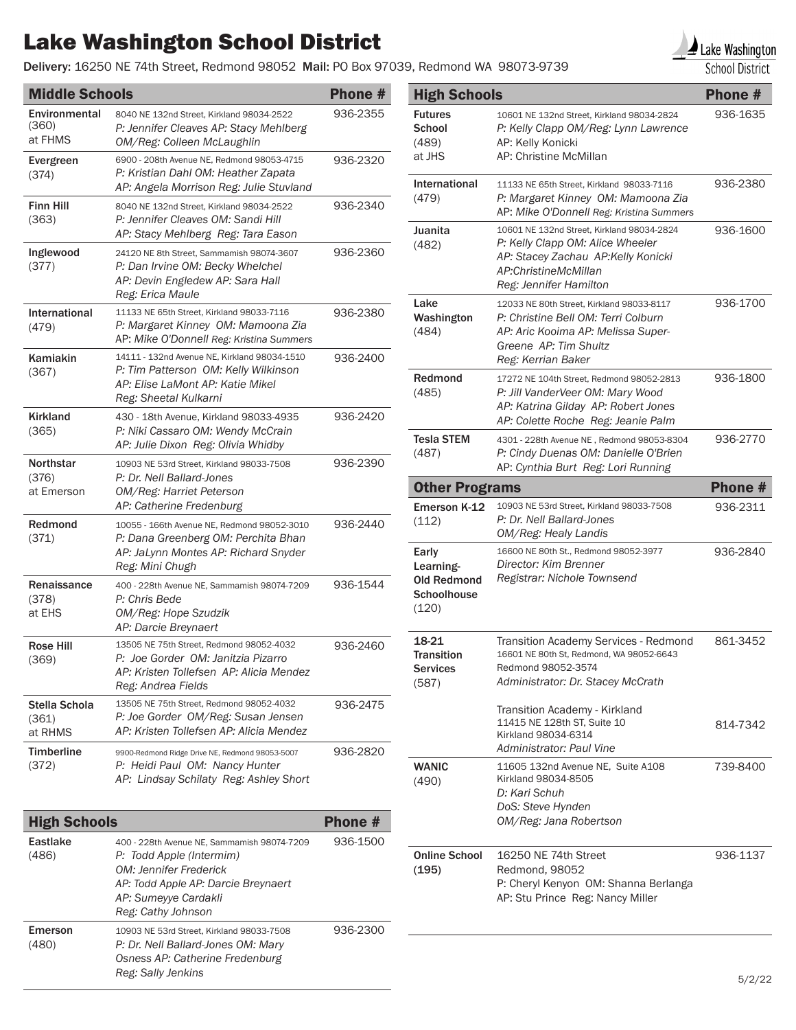# Lake Washington School District

**Delivery:** 16250 NE 74th Street, Redmond 98052 **Mail:** PO Box 97039, Redmond WA 98073-9739

| Middle Schools | | Phone # |
|---|---|---|
| **Environmental** (360) at FHMS | 8040 NE 132nd Street, Kirkland 98034-2522 *P: Jennifer Cleaves AP: Stacy Mehlberg OM/Reg: Colleen McLaughlin* | 936-2355 |
| **Evergreen** (374) | 6900 - 208th Avenue NE, Redmond 98053-4715 *P: Kristian Dahl OM: Heather Zapata AP: Angela Morrison Reg: Julie Stuvland* | 936-2320 |
| **Finn Hill** (363) | 8040 NE 132nd Street, Kirkland 98034-2522 *P: Jennifer Cleaves OM: Sandi Hill AP: Stacy Mehlberg Reg: Tara Eason* | 936-2340 |
| **Inglewood** (377) | 24120 NE 8th Street, Sammamish 98074-3607 *P: Dan Irvine OM: Becky Whelchel AP: Devin Engledew AP: Sara Hall Reg: Erica Maule* | 936-2360 |
| **International** (479) | 11133 NE 65th Street, Kirkland 98033-7116 *P: Margaret Kinney OM: Mamoona Zia* AP: *Mike O'Donnell Reg: Kristina Summers* | 936-2380 |
| **Kamiakin** (367) | 14111 - 132nd Avenue NE, Kirkland 98034-1510 *P: Tim Patterson OM: Kelly Wilkinson AP: Elise LaMont AP: Katie Mikel Reg: Sheetal Kulkarni* | 936-2400 |
| **Kirkland** (365) | 430 - 18th Avenue, Kirkland 98033-4935 *P: Niki Cassaro OM: Wendy McCrain AP: Julie Dixon Reg: Olivia Whidby* | 936-2420 |
| **Northstar** (376) at Emerson | 10903 NE 53rd Street, Kirkland 98033-7508 *P: Dr. Nell Ballard-Jones OM/Reg: Harriet Peterson AP: Catherine Fredenburg* | 936-2390 |
| **Redmond** (371) | 10055 - 166th Avenue NE, Redmond 98052-3010 *P: Dana Greenberg OM: Perchita Bhan AP: JaLynn Montes AP: Richard Snyder Reg: Mini Chugh* | 936-2440 |
| **Renaissance** (378) at EHS | 400 - 228th Avenue NE, Sammamish 98074-7209 *P: Chris Bede OM/Reg: Hope Szudzik AP: Darcie Breynaert* | 936-1544 |
| **Rose Hill** (369) | 13505 NE 75th Street, Redmond 98052-4032 *P: Joe Gorder OM: Janitzia Pizarro AP: Kristen Tollefsen AP: Alicia Mendez Reg: Andrea Fields* | 936-2460 |
| **Stella Schola** (361) at RHMS | 13505 NE 75th Street, Redmond 98052-4032 *P: Joe Gorder OM/Reg: Susan Jensen AP: Kristen Tollefsen AP: Alicia Mendez* | 936-2475 |
| **Timberline** (372) | 9900-Redmond Ridge Drive NE, Redmond 98053-5007 *P: Heidi Paul OM: Nancy Hunter AP: Lindsay Schilaty Reg: Ashley Short* | 936-2820 |

| High Schools | | Phone # |
|---|---|---|
| **Eastlake** (486) | 400 - 228th Avenue NE, Sammamish 98074-7209 *P: Todd Apple (Intermim) OM: Jennifer Frederick AP: Todd Apple AP: Darcie Breynaert AP: Sumeyye Cardakli Reg: Cathy Johnson* | 936-1500 |
| **Emerson** (480) | 10903 NE 53rd Street, Kirkland 98033-7508 *P: Dr. Nell Ballard-Jones OM: Mary Osness AP: Catherine Fredenburg Reg: Sally Jenkins* | 936-2300 |
| **Futures School** (489) at JHS | 10601 NE 132nd Street, Kirkland 98034-2824 *P: Kelly Clapp OM/Reg: Lynn Lawrence* AP: Kelly Konicki AP: Christine McMillan | 936-1635 |
| **International** (479) | 11133 NE 65th Street, Kirkland 98033-7116 *P: Margaret Kinney OM: Mamoona Zia* AP: *Mike O'Donnell Reg: Kristina Summers* | 936-2380 |
| **Juanita** (482) | 10601 NE 132nd Street, Kirkland 98034-2824 *P: Kelly Clapp OM: Alice Wheeler AP: Stacey Zachau AP:Kelly Konicki AP:ChristineMcMillan Reg: Jennifer Hamilton* | 936-1600 |
| **Lake Washington** (484) | 12033 NE 80th Street, Kirkland 98033-8117 *P: Christine Bell OM: Terri Colburn AP: Aric Kooima AP: Melissa Super-Greene AP: Tim Shultz Reg: Kerrian Baker* | 936-1700 |
| **Redmond** (485) | 17272 NE 104th Street, Redmond 98052-2813 *P: Jill VanderVeer OM: Mary Wood AP: Katrina Gilday AP: Robert Jones AP: Colette Roche Reg: Jeanie Palm* | 936-1800 |
| **Tesla STEM** (487) | 4301 - 228th Avenue NE , Redmond 98053-8304 *P: Cindy Duenas OM: Danielle O'Brien* AP: *Cynthia Burt Reg: Lori Running* | 936-2770 |

| Other Programs | | Phone # |
|---|---|---|
| **Emerson K-12** (112) | 10903 NE 53rd Street, Kirkland 98033-7508 *P: Dr. Nell Ballard-Jones OM/Reg: Healy Landis* | 936-2311 |
| **Early Learning- Old Redmond Schoolhouse** (120) | 16600 NE 80th St., Redmond 98052-3977 *Director: Kim Brenner Registrar: Nichole Townsend* | 936-2840 |
| **18-21 Transition Services** (587) | Transition Academy Services - Redmond 16601 NE 80th St, Redmond, WA 98052-6643 Redmond 98052-3574 *Administrator: Dr. Stacey McCrath* | 861-3452 |
| | Transition Academy - Kirkland 11415 NE 128th ST, Suite 10 Kirkland 98034-6314 *Administrator: Paul Vine* | 814-7342 |
| **WANIC** (490) | 11605 132nd Avenue NE, Suite A108 Kirkland 98034-8505 *D: Kari Schuh DoS: Steve Hynden OM/Reg: Jana Robertson* | 739-8400 |
| **Online School (195)** | 16250 NE 74th Street Redmond, 98052 P: Cheryl Kenyon OM: Shanna Berlanga AP: Stu Prince Reg: Nancy Miller | 936-1137 |

5/2/22